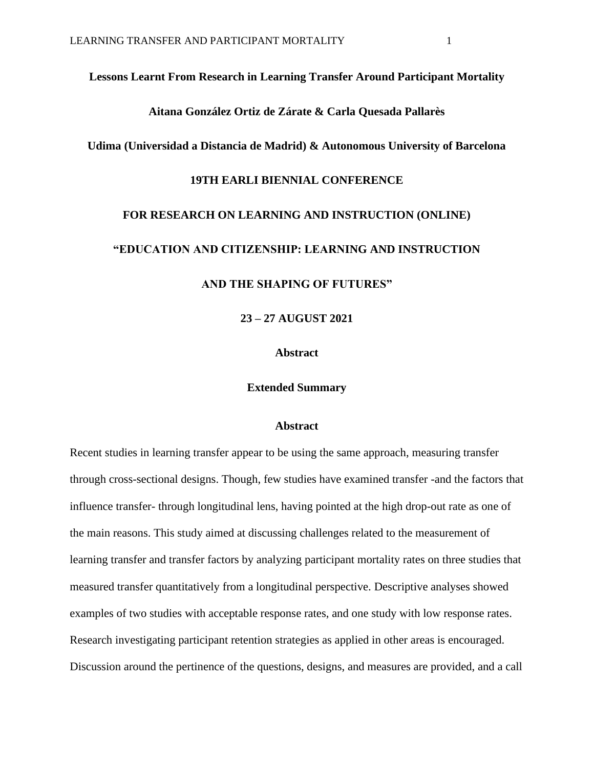# Lessons Learnt From Research in Learning Transfer Around Participant Mortality

**Aitana González Ortiz de Zárate & Carla Quesada Pallarès**

**Udima (Universidad a Distancia de Madrid) & Autonomous University of Barcelona**

**19TH EARLI BIENNIAL CONFERENCE**

**FOR RESEARCH ON LEARNING AND INSTRUCTION (ONLINE)**

**"EDUCATION AND CITIZENSHIP: LEARNING AND INSTRUCTION**

**AND THE SHAPING OF FUTURES"**

**23 – 27 AUGUST 2021**

**Abstract**

**Extended Summary**

## Abstract

Recent studies in learning transfer appear to be using the same approach, measuring transfer through cross-sectional designs. Though, few studies have examined transfer -and the factors that influence transfer- through longitudinal lens, having pointed at the high drop-out rate as one of the main reasons. This study aimed at discussing challenges related to the measurement of learning transfer and transfer factors by analyzing participant mortality rates on three studies that measured transfer quantitatively from a longitudinal perspective. Descriptive analyses showed examples of two studies with acceptable response rates, and one study with low response rates. Research investigating participant retention strategies as applied in other areas is encouraged. Discussion around the pertinence of the questions, designs, and measures are provided, and a call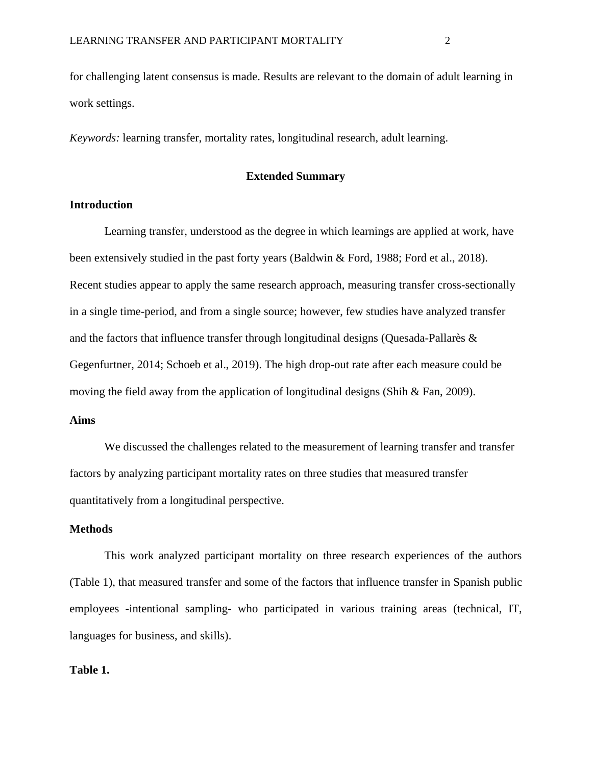for challenging latent consensus is made. Results are relevant to the domain of adult learning in work settings.

*Keywords:* learning transfer, mortality rates, longitudinal research, adult learning.

## Extended Summary

### Introduction

Learning transfer, understood as the degree in which learnings are applied at work, have been extensively studied in the past forty years (Baldwin & Ford, 1988; Ford et al., 2018). Recent studies appear to apply the same research approach, measuring transfer cross-sectionally in a single time-period, and from a single source; however, few studies have analyzed transfer and the factors that influence transfer through longitudinal designs (Quesada-Pallarès & Gegenfurtner, 2014; Schoeb et al., 2019). The high drop-out rate after each measure could be moving the field away from the application of longitudinal designs (Shih & Fan, 2009).

### Aims

We discussed the challenges related to the measurement of learning transfer and transfer factors by analyzing participant mortality rates on three studies that measured transfer quantitatively from a longitudinal perspective.

### Methods

This work analyzed participant mortality on three research experiences of the authors (Table 1), that measured transfer and some of the factors that influence transfer in Spanish public employees -intentional sampling- who participated in various training areas (technical, IT, languages for business, and skills).

**Table 1.**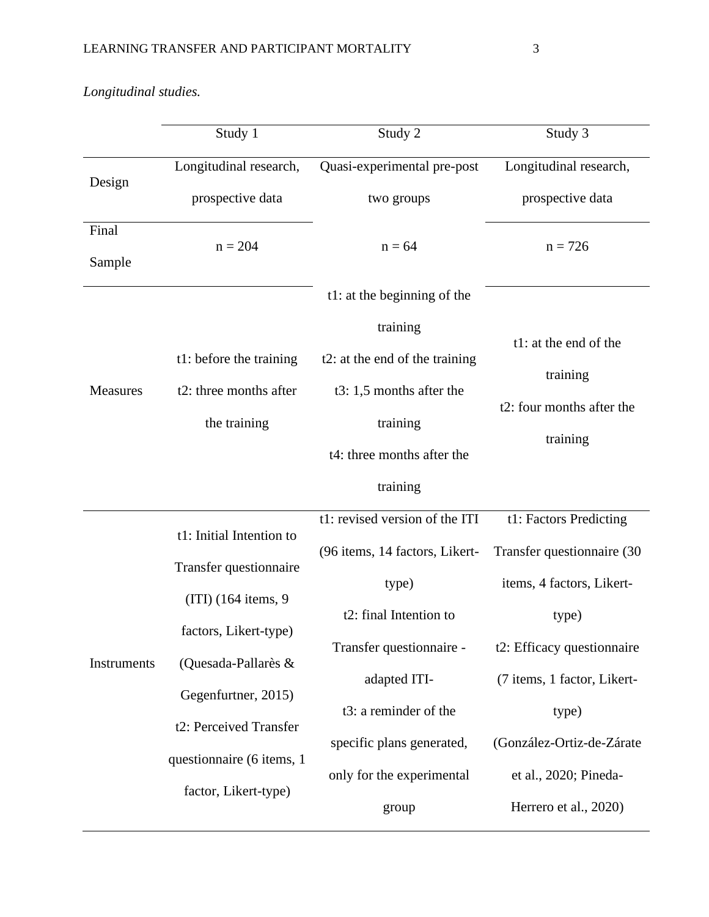*Longitudinal studies.*

| | Study 1 | Study 2 | Study 3 |
|---|---|---|---|
| Design | Longitudinal research, prospective data | Quasi-experimental pre-post two groups | Longitudinal research, prospective data |
| Final Sample | n = 204 | n = 64 | n = 726 |
| Measures | t1: before the training<br>t2: three months after the training | t1: at the beginning of the training<br>t2: at the end of the training<br>t3: 1,5 months after the training<br>t4: three months after the training | t1: at the end of the training<br>t2: four months after the training |
| Instruments | t1: Initial Intention to Transfer questionnaire (ITI) (164 items, 9 factors, Likert-type) (Quesada-Pallarès & Gegenfurtner, 2015)<br>t2: Perceived Transfer questionnaire (6 items, 1 factor, Likert-type) | t1: revised version of the ITI (96 items, 14 factors, Likert-type)<br>t2: final Intention to Transfer questionnaire - adapted ITI-<br>t3: a reminder of the specific plans generated, only for the experimental group | t1: Factors Predicting Transfer questionnaire (30 items, 4 factors, Likert-type)<br>t2: Efficacy questionnaire (7 items, 1 factor, Likert-type) (González-Ortiz-de-Zárate et al., 2020; Pineda-Herrero et al., 2020) |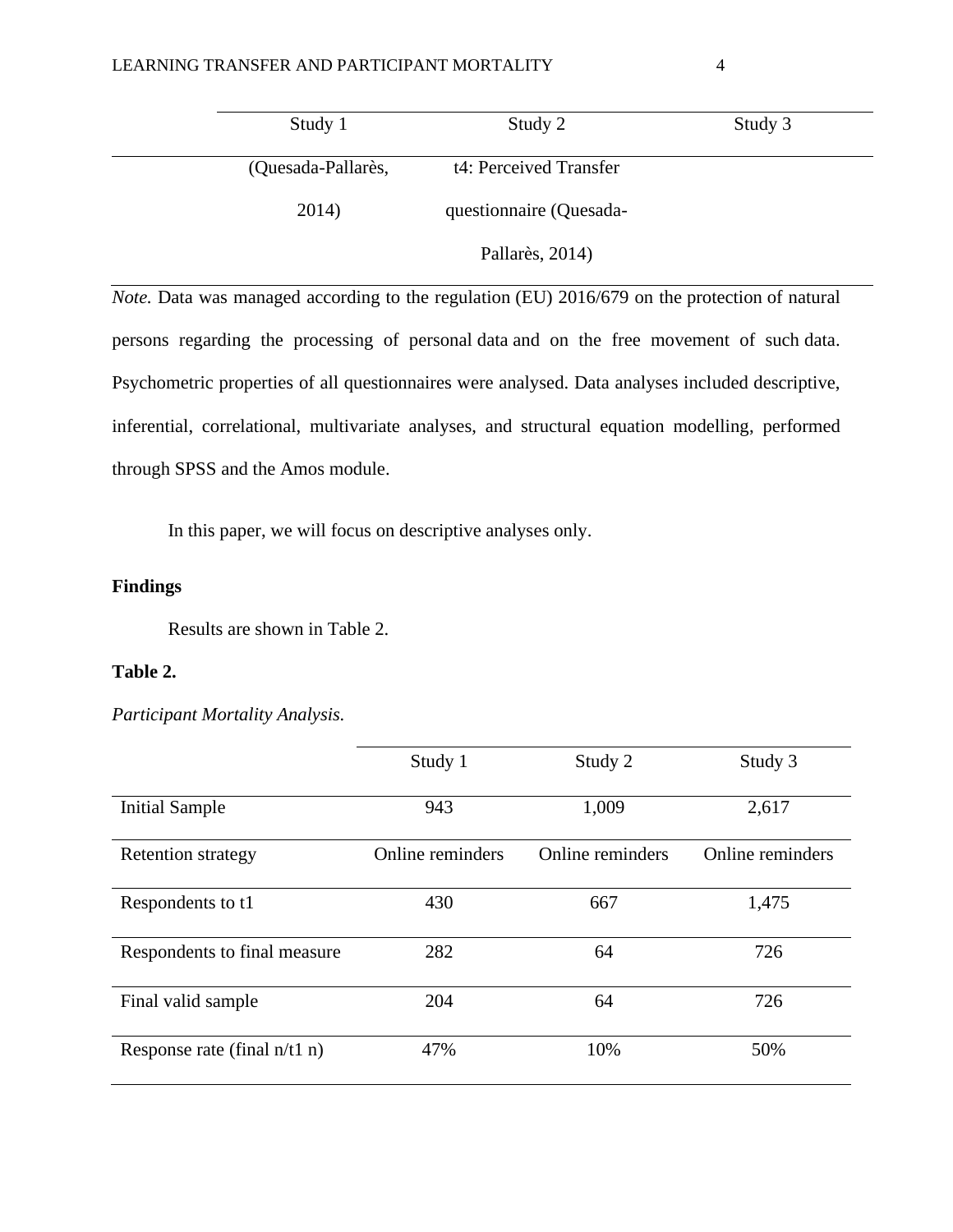| | Study 1 | Study 2 | Study 3 |
|---|---|---|---|
| | (Quesada-Pallarès, 2014) | t4: Perceived Transfer questionnaire (Quesada-Pallarès, 2014) | |

*Note.* Data was managed according to the regulation (EU) 2016/679 on the protection of natural persons regarding the processing of personal data and on the free movement of such data. Psychometric properties of all questionnaires were analysed. Data analyses included descriptive, inferential, correlational, multivariate analyses, and structural equation modelling, performed through SPSS and the Amos module.

In this paper, we will focus on descriptive analyses only.

## Findings

Results are shown in Table 2.

**Table 2.**

*Participant Mortality Analysis.*

| | Study 1 | Study 2 | Study 3 |
|---|---|---|---|
| Initial Sample | 943 | 1,009 | 2,617 |
| Retention strategy | Online reminders | Online reminders | Online reminders |
| Respondents to t1 | 430 | 667 | 1,475 |
| Respondents to final measure | 282 | 64 | 726 |
| Final valid sample | 204 | 64 | 726 |
| Response rate (final n/t1 n) | 47% | 10% | 50% |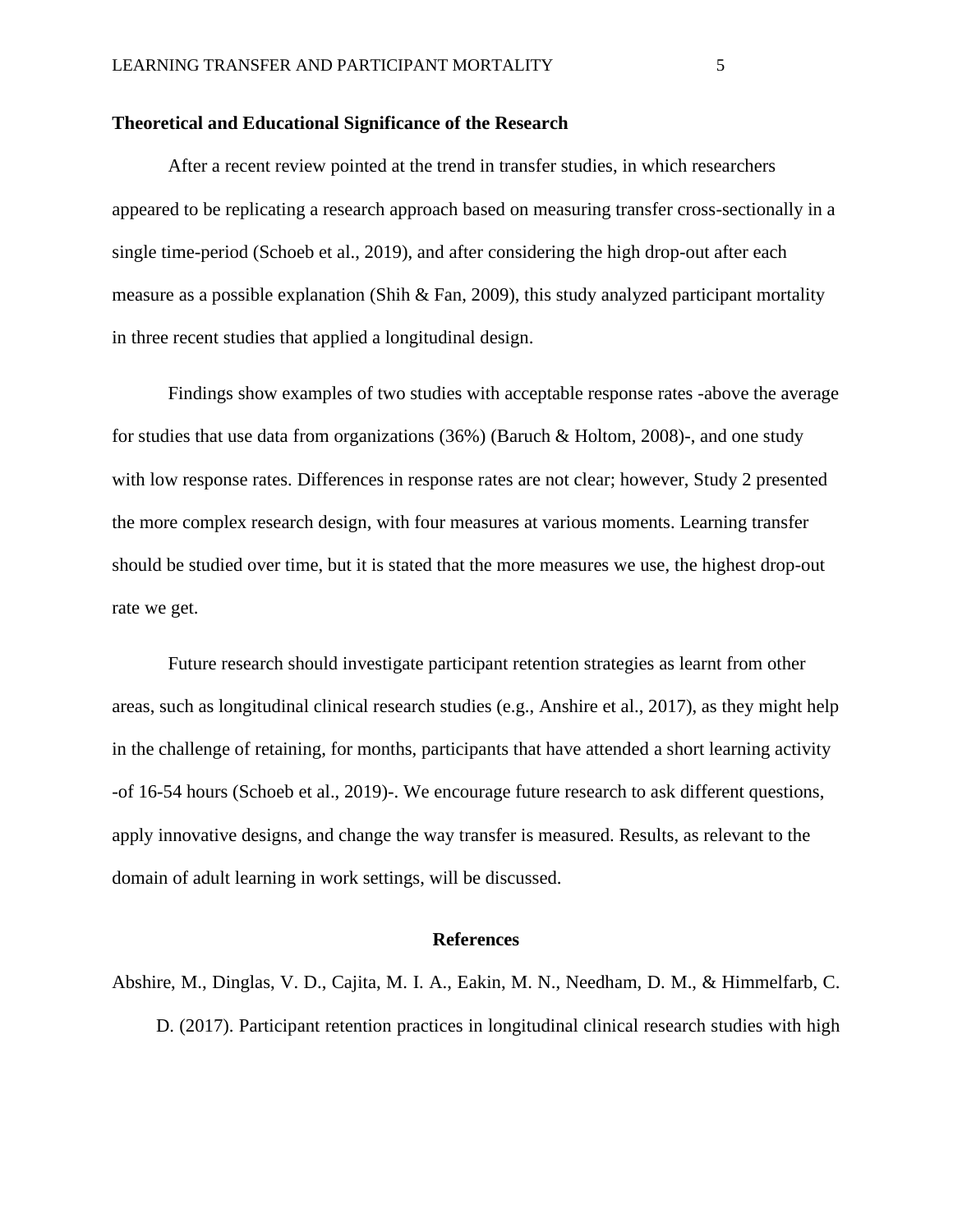**Theoretical and Educational Significance of the Research**

After a recent review pointed at the trend in transfer studies, in which researchers appeared to be replicating a research approach based on measuring transfer cross-sectionally in a single time-period (Schoeb et al., 2019), and after considering the high drop-out after each measure as a possible explanation (Shih & Fan, 2009), this study analyzed participant mortality in three recent studies that applied a longitudinal design.

Findings show examples of two studies with acceptable response rates -above the average for studies that use data from organizations (36%) (Baruch & Holtom, 2008)-, and one study with low response rates. Differences in response rates are not clear; however, Study 2 presented the more complex research design, with four measures at various moments. Learning transfer should be studied over time, but it is stated that the more measures we use, the highest drop-out rate we get.

Future research should investigate participant retention strategies as learnt from other areas, such as longitudinal clinical research studies (e.g., Anshire et al., 2017), as they might help in the challenge of retaining, for months, participants that have attended a short learning activity -of 16-54 hours (Schoeb et al., 2019)-. We encourage future research to ask different questions, apply innovative designs, and change the way transfer is measured. Results, as relevant to the domain of adult learning in work settings, will be discussed.

## References

Abshire, M., Dinglas, V. D., Cajita, M. I. A., Eakin, M. N., Needham, D. M., & Himmelfarb, C. D. (2017). Participant retention practices in longitudinal clinical research studies with high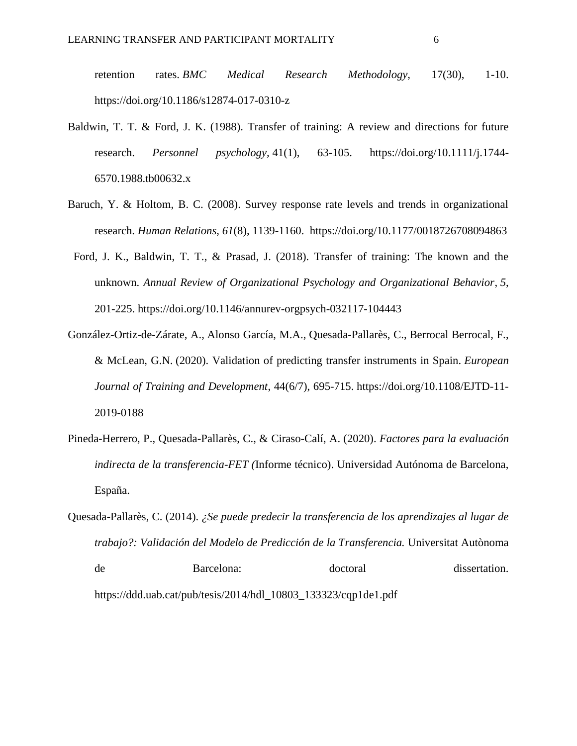retention rates. *BMC Medical Research Methodology*, 17(30), 1-10. https://doi.org/10.1186/s12874-017-0310-z

Baldwin, T. T. & Ford, J. K. (1988). Transfer of training: A review and directions for future research. *Personnel psychology*, 41(1), 63-105. https://doi.org/10.1111/j.1744-6570.1988.tb00632.x

Baruch, Y. & Holtom, B. C. (2008). Survey response rate levels and trends in organizational research. *Human Relations*, *61*(8), 1139-1160. https://doi.org/10.1177/0018726708094863

Ford, J. K., Baldwin, T. T., & Prasad, J. (2018). Transfer of training: The known and the unknown. *Annual Review of Organizational Psychology and Organizational Behavior*, *5*, 201-225. https://doi.org/10.1146/annurev-orgpsych-032117-104443

González-Ortiz-de-Zárate, A., Alonso García, M.A., Quesada-Pallarès, C., Berrocal Berrocal, F., & McLean, G.N. (2020). Validation of predicting transfer instruments in Spain. *European Journal of Training and Development*, 44(6/7), 695-715. https://doi.org/10.1108/EJTD-11-2019-0188

Pineda-Herrero, P., Quesada-Pallarès, C., & Ciraso-Calí, A. (2020). *Factores para la evaluación indirecta de la transferencia-FET (*Informe técnico). Universidad Autónoma de Barcelona, España.

Quesada-Pallarès, C. (2014). *¿Se puede predecir la transferencia de los aprendizajes al lugar de trabajo?: Validación del Modelo de Predicción de la Transferencia.* Universitat Autònoma de Barcelona: doctoral dissertation. https://ddd.uab.cat/pub/tesis/2014/hdl_10803_133323/cqp1de1.pdf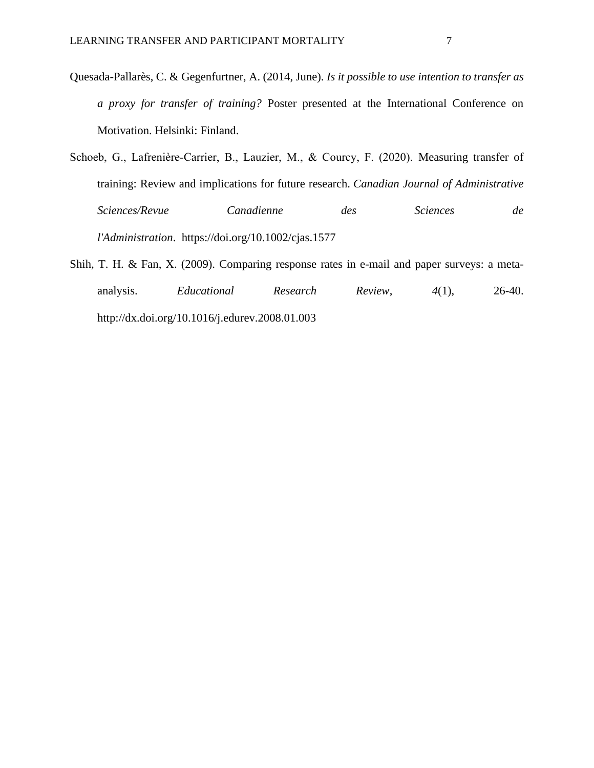Quesada-Pallarès, C. & Gegenfurtner, A. (2014, June). *Is it possible to use intention to transfer as a proxy for transfer of training?* Poster presented at the International Conference on Motivation. Helsinki: Finland.

Schoeb, G., Lafrenière-Carrier, B., Lauzier, M., & Courcy, F. (2020). Measuring transfer of training: Review and implications for future research. *Canadian Journal of Administrative Sciences/Revue Canadienne des Sciences de l'Administration*. https://doi.org/10.1002/cjas.1577

Shih, T. H. & Fan, X. (2009). Comparing response rates in e-mail and paper surveys: a meta-analysis. *Educational Research Review*, *4*(1), 26-40. http://dx.doi.org/10.1016/j.edurev.2008.01.003